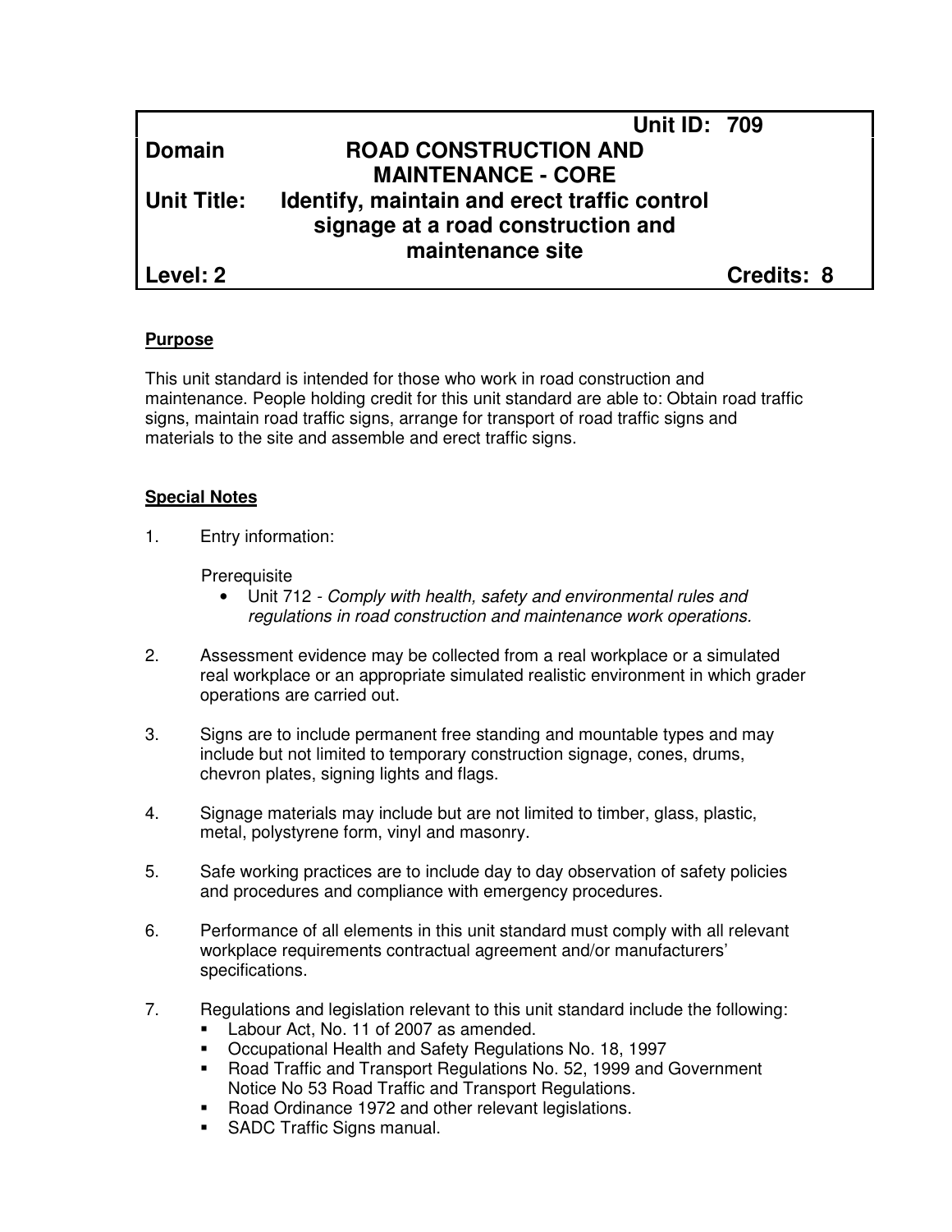| | Unit ID: 709 |
|---|---|
| **Domain** | **ROAD CONSTRUCTION AND MAINTENANCE - CORE** |
| **Unit Title:** | **Identify, maintain and erect traffic control signage at a road construction and maintenance site** |
| **Level: 2** | **Credits: 8** |

**Purpose**

This unit standard is intended for those who work in road construction and maintenance. People holding credit for this unit standard are able to: Obtain road traffic signs, maintain road traffic signs, arrange for transport of road traffic signs and materials to the site and assemble and erect traffic signs.

**Special Notes**

1. Entry information:

   Prerequisite
   - Unit 712 - *Comply with health, safety and environmental rules and regulations in road construction and maintenance work operations.*

2. Assessment evidence may be collected from a real workplace or a simulated real workplace or an appropriate simulated realistic environment in which grader operations are carried out.

3. Signs are to include permanent free standing and mountable types and may include but not limited to temporary construction signage, cones, drums, chevron plates, signing lights and flags.

4. Signage materials may include but are not limited to timber, glass, plastic, metal, polystyrene form, vinyl and masonry.

5. Safe working practices are to include day to day observation of safety policies and procedures and compliance with emergency procedures.

6. Performance of all elements in this unit standard must comply with all relevant workplace requirements contractual agreement and/or manufacturers' specifications.

7. Regulations and legislation relevant to this unit standard include the following:
   - Labour Act, No. 11 of 2007 as amended.
   - Occupational Health and Safety Regulations No. 18, 1997
   - Road Traffic and Transport Regulations No. 52, 1999 and Government Notice No 53 Road Traffic and Transport Regulations.
   - Road Ordinance 1972 and other relevant legislations.
   - SADC Traffic Signs manual.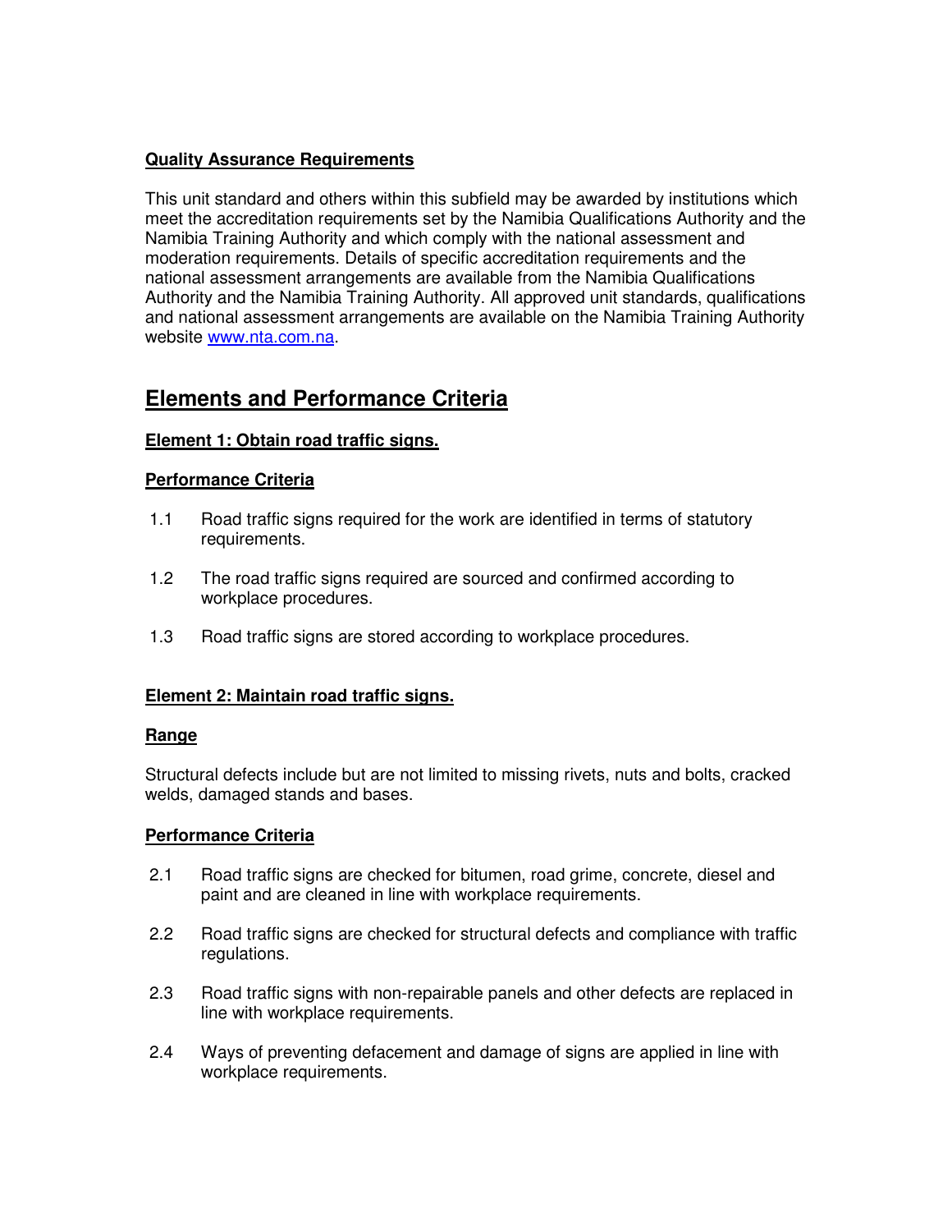**Quality Assurance Requirements**

This unit standard and others within this subfield may be awarded by institutions which meet the accreditation requirements set by the Namibia Qualifications Authority and the Namibia Training Authority and which comply with the national assessment and moderation requirements. Details of specific accreditation requirements and the national assessment arrangements are available from the Namibia Qualifications Authority and the Namibia Training Authority. All approved unit standards, qualifications and national assessment arrangements are available on the Namibia Training Authority website www.nta.com.na.

## Elements and Performance Criteria

**Element 1: Obtain road traffic signs.**

**Performance Criteria**

1.1 Road traffic signs required for the work are identified in terms of statutory requirements.

1.2 The road traffic signs required are sourced and confirmed according to workplace procedures.

1.3 Road traffic signs are stored according to workplace procedures.

**Element 2: Maintain road traffic signs.**

**Range**

Structural defects include but are not limited to missing rivets, nuts and bolts, cracked welds, damaged stands and bases.

**Performance Criteria**

2.1 Road traffic signs are checked for bitumen, road grime, concrete, diesel and paint and are cleaned in line with workplace requirements.

2.2 Road traffic signs are checked for structural defects and compliance with traffic regulations.

2.3 Road traffic signs with non-repairable panels and other defects are replaced in line with workplace requirements.

2.4 Ways of preventing defacement and damage of signs are applied in line with workplace requirements.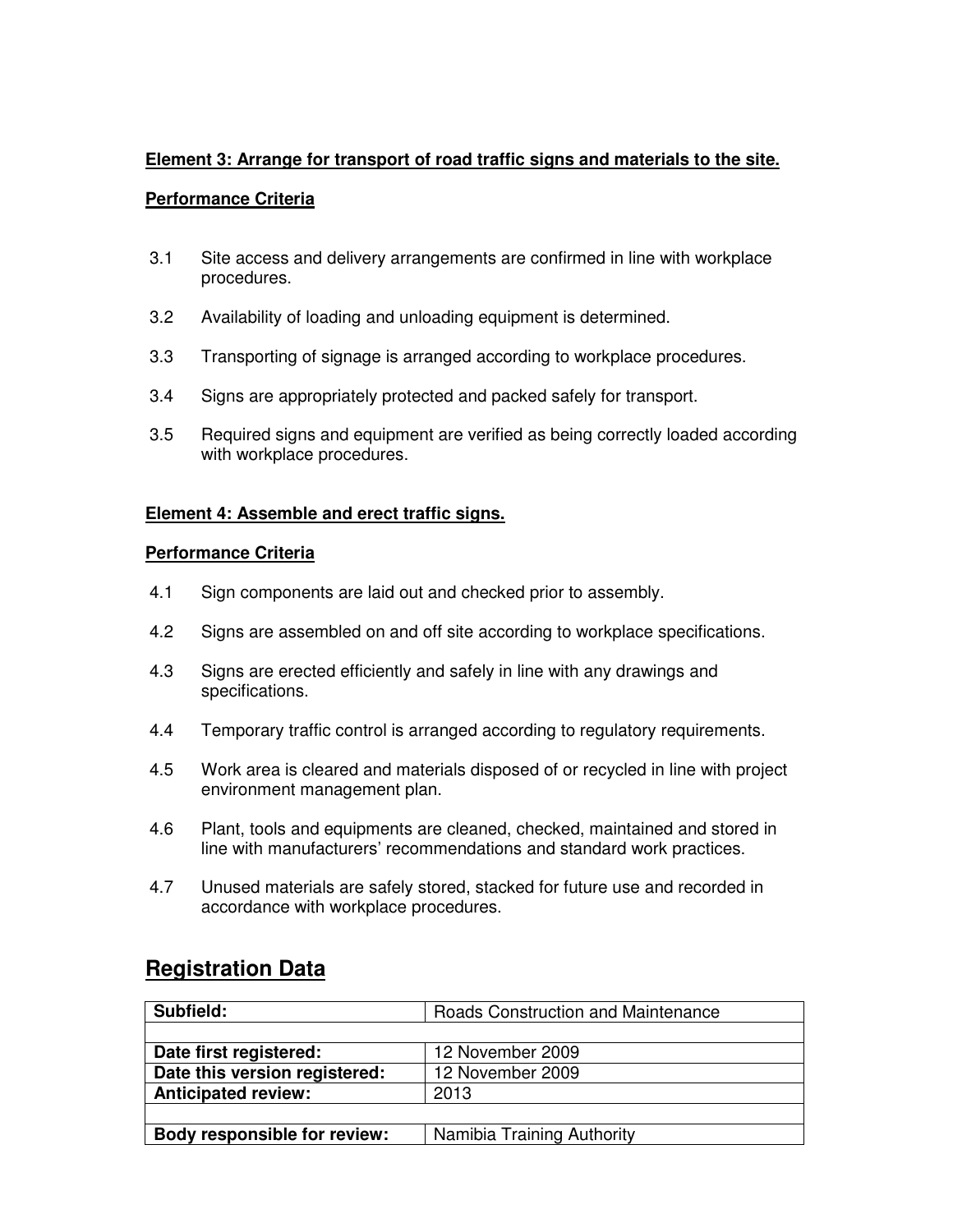**Element 3: Arrange for transport of road traffic signs and materials to the site.**

**Performance Criteria**

3.1 Site access and delivery arrangements are confirmed in line with workplace procedures.

3.2 Availability of loading and unloading equipment is determined.

3.3 Transporting of signage is arranged according to workplace procedures.

3.4 Signs are appropriately protected and packed safely for transport.

3.5 Required signs and equipment are verified as being correctly loaded according with workplace procedures.

**Element 4: Assemble and erect traffic signs.**

**Performance Criteria**

4.1 Sign components are laid out and checked prior to assembly.

4.2 Signs are assembled on and off site according to workplace specifications.

4.3 Signs are erected efficiently and safely in line with any drawings and specifications.

4.4 Temporary traffic control is arranged according to regulatory requirements.

4.5 Work area is cleared and materials disposed of or recycled in line with project environment management plan.

4.6 Plant, tools and equipments are cleaned, checked, maintained and stored in line with manufacturers' recommendations and standard work practices.

4.7 Unused materials are safely stored, stacked for future use and recorded in accordance with workplace procedures.

## Registration Data

| | |
|---|---|
| **Subfield:** | Roads Construction and Maintenance |
| | |
| **Date first registered:** | 12 November 2009 |
| **Date this version registered:** | 12 November 2009 |
| **Anticipated review:** | 2013 |
| | |
| **Body responsible for review:** | Namibia Training Authority |